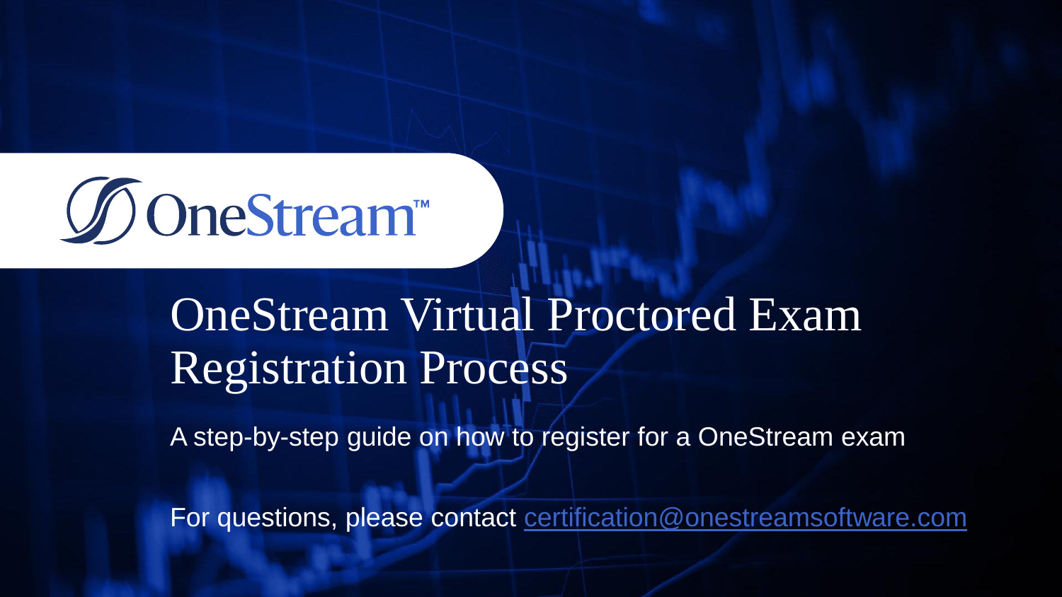OneStream™

# OneStream Virtual Proctored Exam Registration Process

A step-by-step guide on how to register for a OneStream exam

For questions, please contact certification@onestreamsoftware.com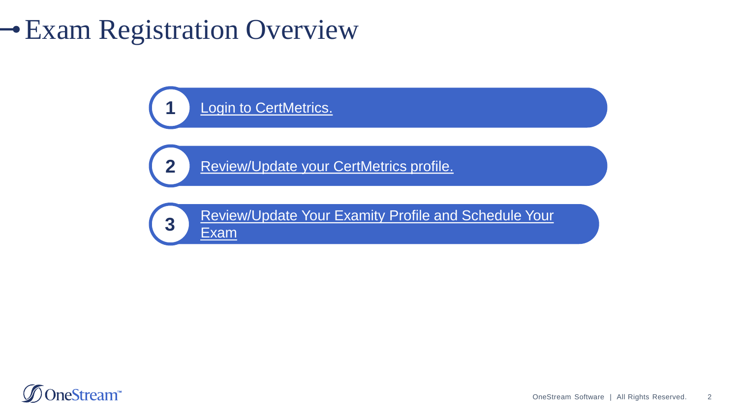# Exam Registration Overview

1. Login to CertMetrics.
2. Review/Update your CertMetrics profile.
3. Review/Update Your Examity Profile and Schedule Your Exam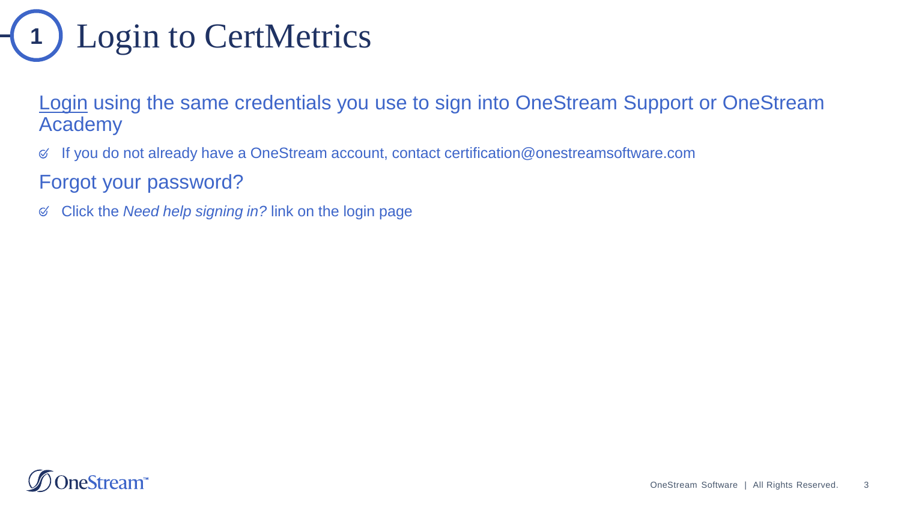# 1 Login to CertMetrics

Login using the same credentials you use to sign into OneStream Support or OneStream Academy

- If you do not already have a OneStream account, contact certification@onestreamsoftware.com

Forgot your password?

- Click the *Need help signing in?* link on the login page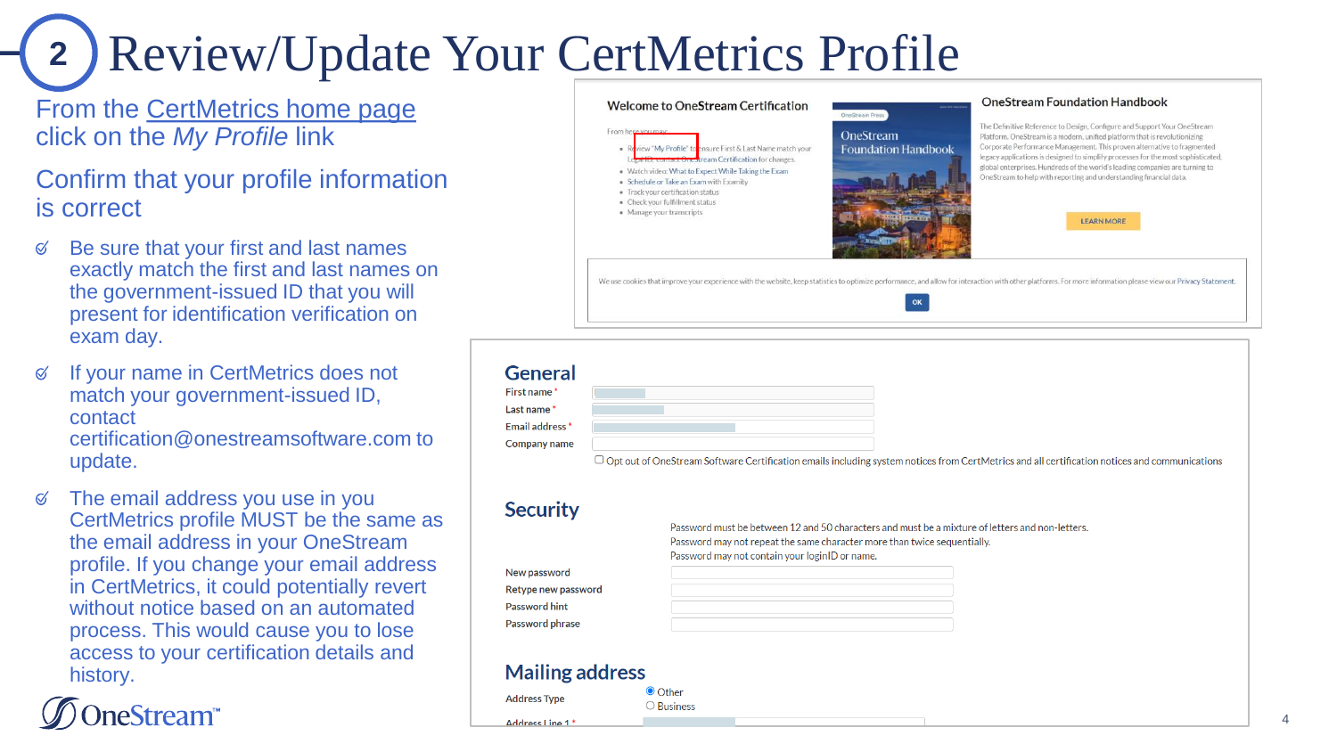# 2 Review/Update Your CertMetrics Profile

From the CertMetrics home page click on the *My Profile* link

Confirm that your profile information is correct

- Be sure that your first and last names exactly match the first and last names on the government-issued ID that you will present for identification verification on exam day.
- If your name in CertMetrics does not match your government-issued ID, contact certification@onestreamsoftware.com to update.
- The email address you use in you CertMetrics profile MUST be the same as the email address in your OneStream profile. If you change your email address in CertMetrics, it could potentially revert without notice based on an automated process. This would cause you to lose access to your certification details and history.

**Welcome to OneStream Certification**

From here you may:

- Review "My Profile" to ensure First & Last Name match your LoginID, contact OneStream Certification for changes.
- Watch video: What to Expect While Taking the Exam
- Schedule or Take an Exam with Examity
- Track your certification status
- Check your fulfillment status
- Manage your transcripts

**OneStream Foundation Handbook**

The Definitive Reference to Design, Configure and Support Your OneStream Platform. OneStream is a modern, unified platform that is revolutionizing Corporate Performance Management. This proven alternative to fragmented legacy applications is designed to simplify processes for the most sophisticated, global enterprises. Hundreds of the world's leading companies are turning to OneStream to help with reporting and understanding financial data.

LEARN MORE

We use cookies that improve your experience with the website, keep statistics to optimize performance, and allow for interaction with other platforms. For more information please view our Privacy Statement.

OK

## General

- First name *
- Last name *
- Email address *
- Company name

☐ Opt out of OneStream Software Certification emails including system notices from CertMetrics and all certification notices and communications

## Security

Password must be between 12 and 50 characters and must be a mixture of letters and non-letters.
Password may not repeat the same character more than twice sequentially.
Password may not contain your loginID or name.

- New password
- Retype new password
- Password hint
- Password phrase

## Mailing address

Address Type: ◉ Other ○ Business

Address Line 1 *

OneStream™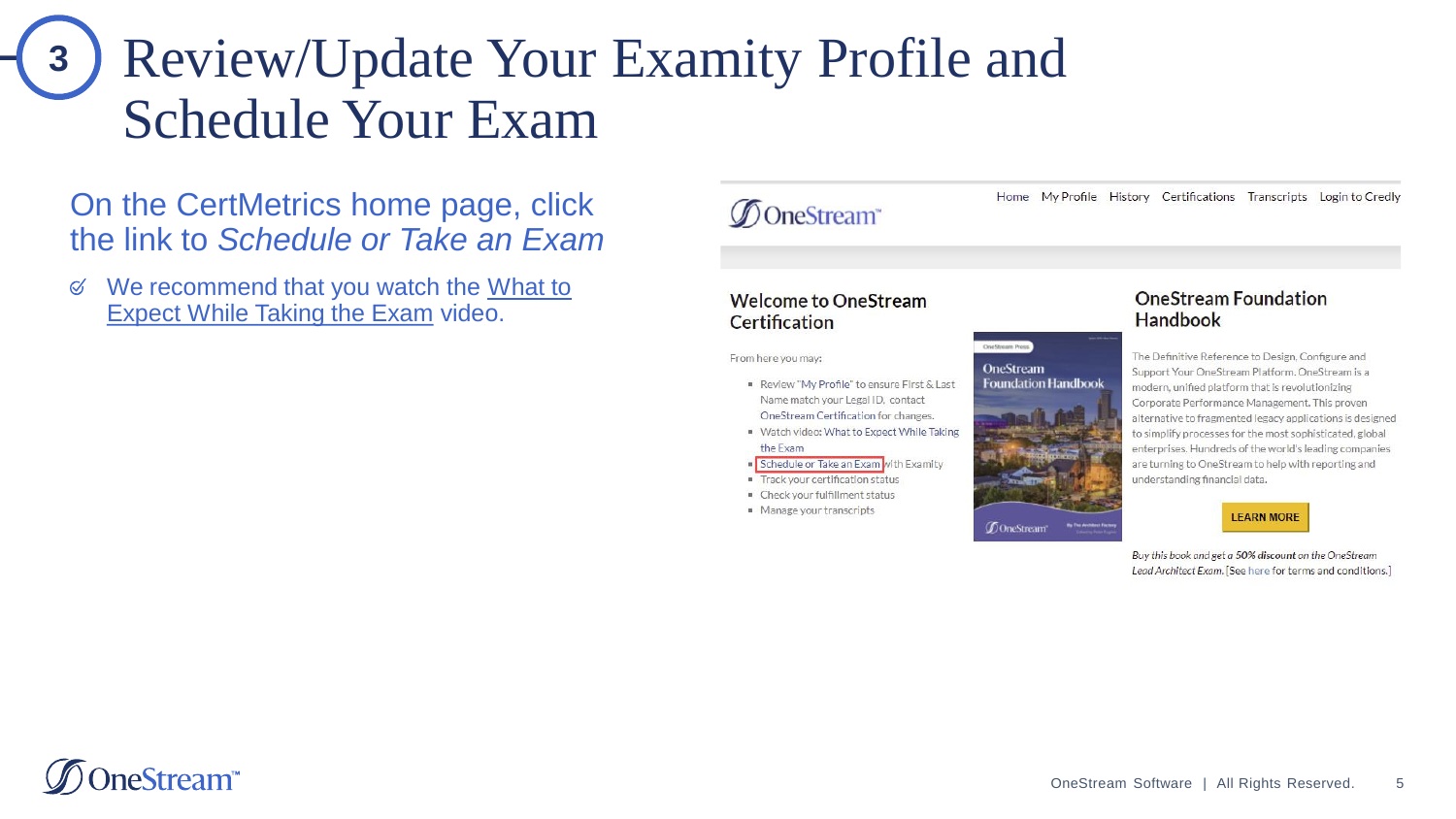# 3 Review/Update Your Examity Profile and Schedule Your Exam

On the CertMetrics home page, click the link to *Schedule or Take an Exam*

- We recommend that you watch the What to Expect While Taking the Exam video.

Home | My Profile | History | Certifications | Transcripts | Login to Credly

## Welcome to OneStream Certification

From here you may:

- Review "My Profile" to ensure First & Last Name match your Legal ID, contact OneStream Certification for changes.
- Watch video: What to Expect While Taking the Exam
- Schedule or Take an Exam with Examity
- Track your certification status
- Check your fulfillment status
- Manage your transcripts

## OneStream Foundation Handbook

The Definitive Reference to Design, Configure and Support Your OneStream Platform. OneStream is a modern, unified platform that is revolutionizing Corporate Performance Management. This proven alternative to fragmented legacy applications is designed to simplify processes for the most sophisticated, global enterprises. Hundreds of the world's leading companies are turning to OneStream to help with reporting and understanding financial data.

LEARN MORE

*Buy this book and get a **50% discount** on the OneStream Lead Architect Exam.* [See here for terms and conditions.]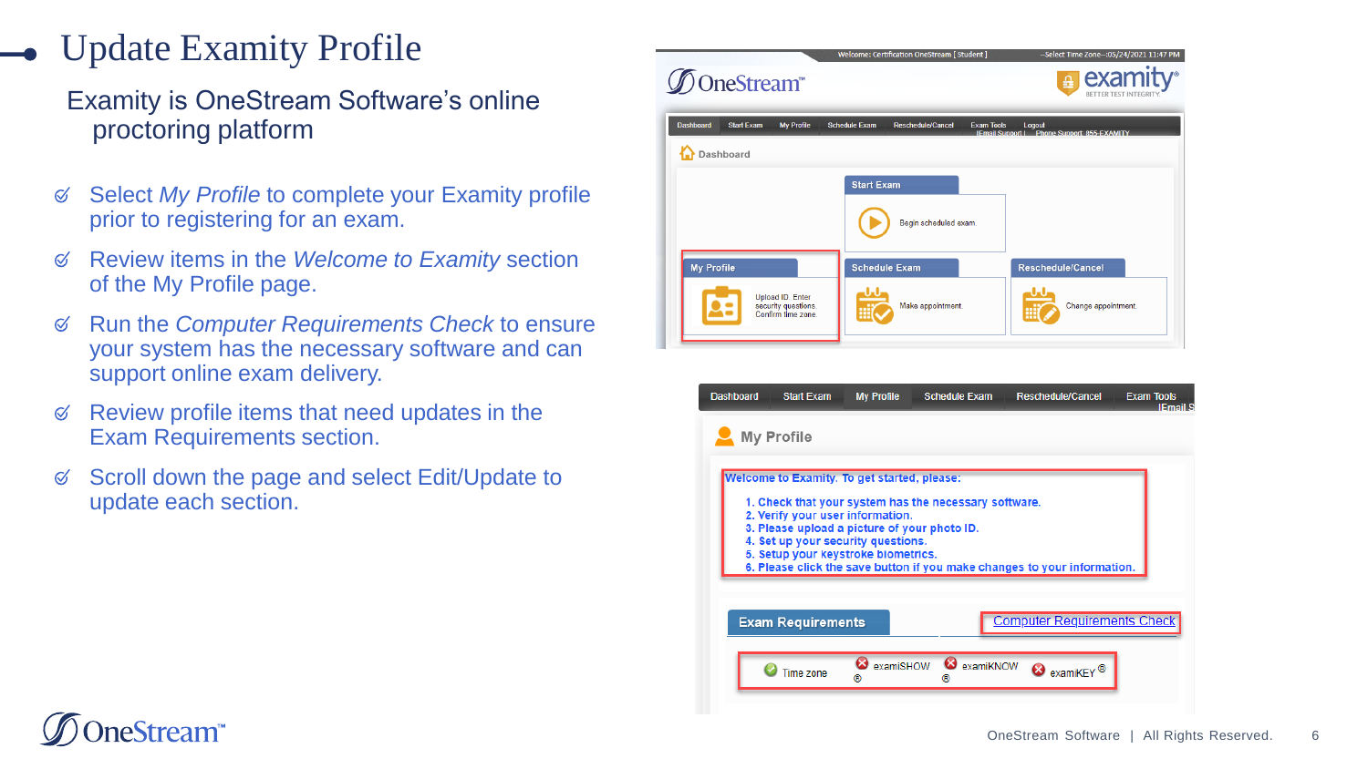# Update Examity Profile

Examity is OneStream Software's online proctoring platform

- Select *My Profile* to complete your Examity profile prior to registering for an exam.
- Review items in the *Welcome to Examity* section of the My Profile page.
- Run the *Computer Requirements Check* to ensure your system has the necessary software and can support online exam delivery.
- Review profile items that need updates in the Exam Requirements section.
- Scroll down the page and select Edit/Update to update each section.

Dashboard | Start Exam | My Profile | Schedule Exam | Reschedule/Cancel | Exam Tools | Logout

**Dashboard**

- **Start Exam** – Begin scheduled exam.
- **My Profile** – Upload ID. Enter security questions. Confirm time zone.
- **Schedule Exam** – Make appointment.
- **Reschedule/Cancel** – Change appointment.

**My Profile**

Welcome to Examity. To get started, please:

1. Check that your system has the necessary software.
2. Verify your user information.
3. Please upload a picture of your photo ID.
4. Set up your security questions.
5. Setup your keystroke biometrics.
6. Please click the save button if you make changes to your information.

**Exam Requirements** | Computer Requirements Check

Time zone | examiSHOW® | examiKNOW® | examiKEY®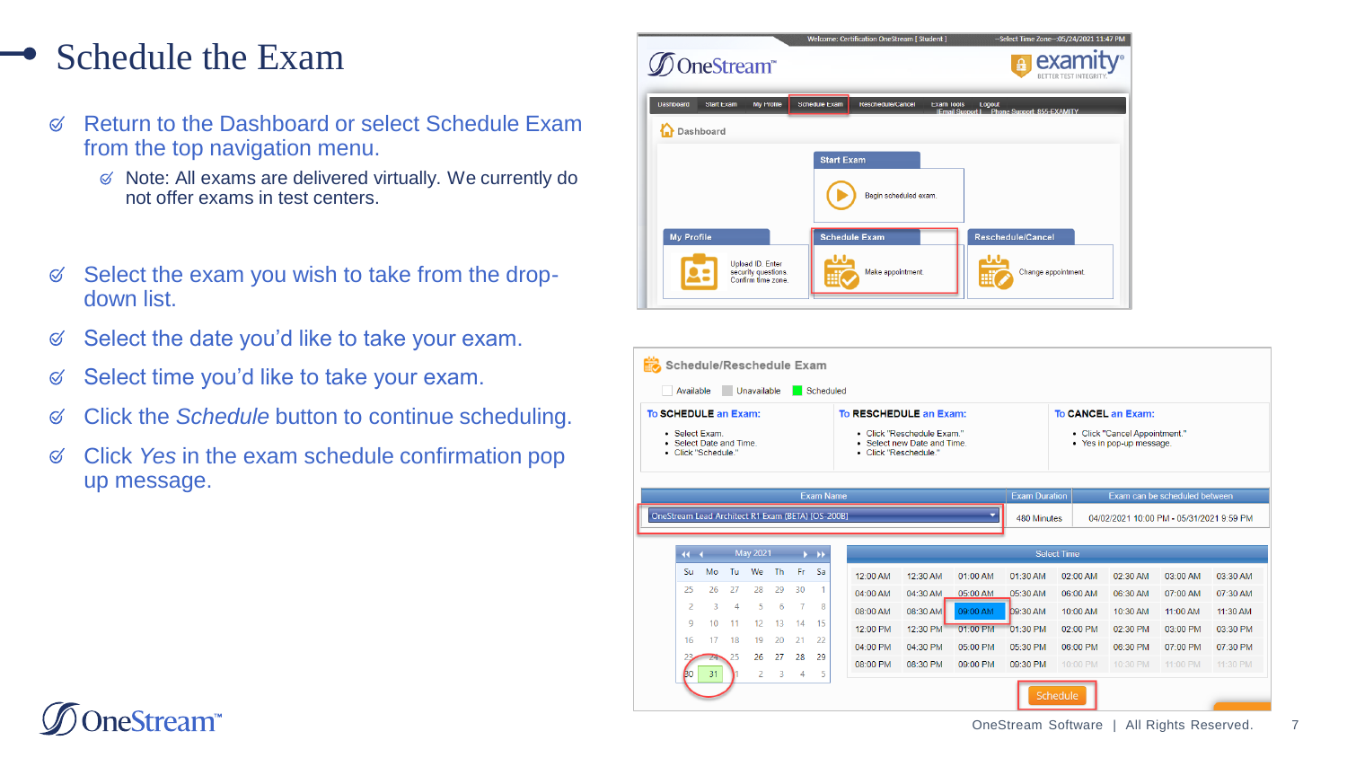# Schedule the Exam

- Return to the Dashboard or select Schedule Exam from the top navigation menu.
  - Note: All exams are delivered virtually. We currently do not offer exams in test centers.
- Select the exam you wish to take from the drop-down list.
- Select the date you'd like to take your exam.
- Select time you'd like to take your exam.
- Click the *Schedule* button to continue scheduling.
- Click *Yes* in the exam schedule confirmation pop up message.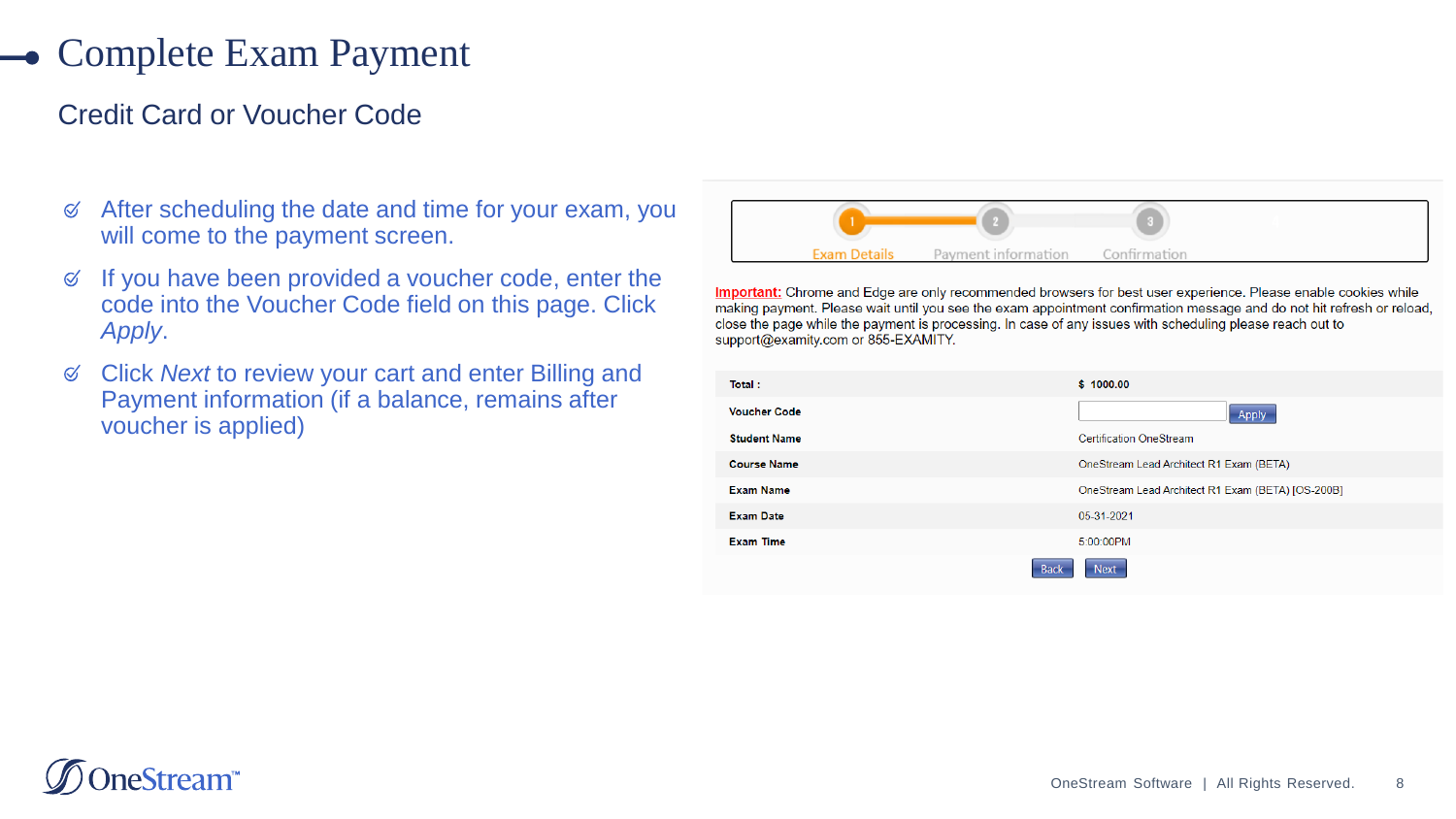# Complete Exam Payment

## Credit Card or Voucher Code

- After scheduling the date and time for your exam, you will come to the payment screen.
- If you have been provided a voucher code, enter the code into the Voucher Code field on this page. Click *Apply*.
- Click *Next* to review your cart and enter Billing and Payment information (if a balance, remains after voucher is applied)

1 Exam Details — 2 Payment information — 3 Confirmation

**Important:** Chrome and Edge are only recommended browsers for best user experience. Please enable cookies while making payment. Please wait until you see the exam appointment confirmation message and do not hit refresh or reload, close the page while the payment is processing. In case of any issues with scheduling please reach out to support@examity.com or 855-EXAMITY.

| | |
|---|---|
| **Total :** | **$ 1000.00** |
| **Voucher Code** | [ ] Apply |
| **Student Name** | Certification OneStream |
| **Course Name** | OneStream Lead Architect R1 Exam (BETA) |
| **Exam Name** | OneStream Lead Architect R1 Exam (BETA) [OS-200B] |
| **Exam Date** | 05-31-2021 |
| **Exam Time** | 5:00:00PM |

Back | Next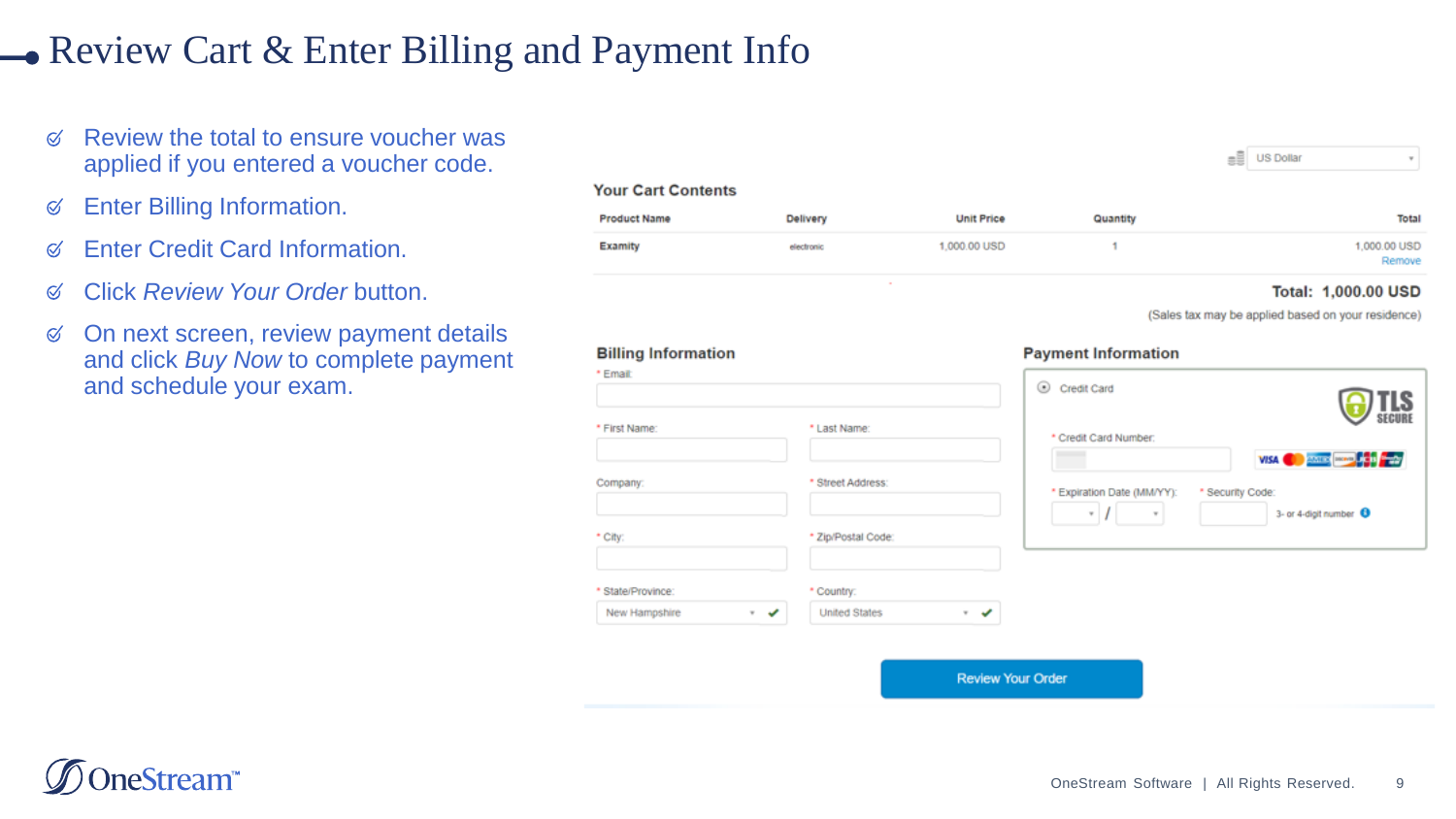# Review Cart & Enter Billing and Payment Info

- Review the total to ensure voucher was applied if you entered a voucher code.
- Enter Billing Information.
- Enter Credit Card Information.
- Click *Review Your Order* button.
- On next screen, review payment details and click *Buy Now* to complete payment and schedule your exam.

US Dollar

**Your Cart Contents**

| Product Name | Delivery | Unit Price | Quantity | Total |
|---|---|---|---|---|
| Examity | electronic | 1,000.00 USD | 1 | 1,000.00 USD Remove |

**Total: 1,000.00 USD**

(Sales tax may be applied based on your residence)

**Billing Information**

- \* Email:
- \* First Name:
- \* Last Name:
- Company:
- \* Street Address:
- \* City:
- \* Zip/Postal Code:
- \* State/Province: New Hampshire
- \* Country: United States

**Payment Information**

Credit Card

TLS SECURE

- \* Credit Card Number:
- \* Expiration Date (MM/YY): /
- \* Security Code: 3- or 4-digit number

Review Your Order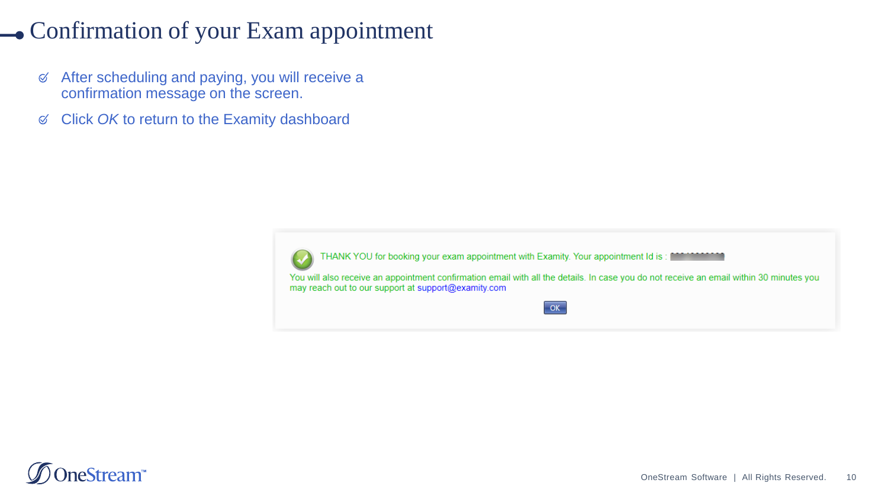# Confirmation of your Exam appointment

- After scheduling and paying, you will receive a confirmation message on the screen.
- Click *OK* to return to the Examity dashboard

THANK YOU for booking your exam appointment with Examity. Your appointment Id is :

You will also receive an appointment confirmation email with all the details. In case you do not receive an email within 30 minutes you may reach out to our support at support@examity.com

OK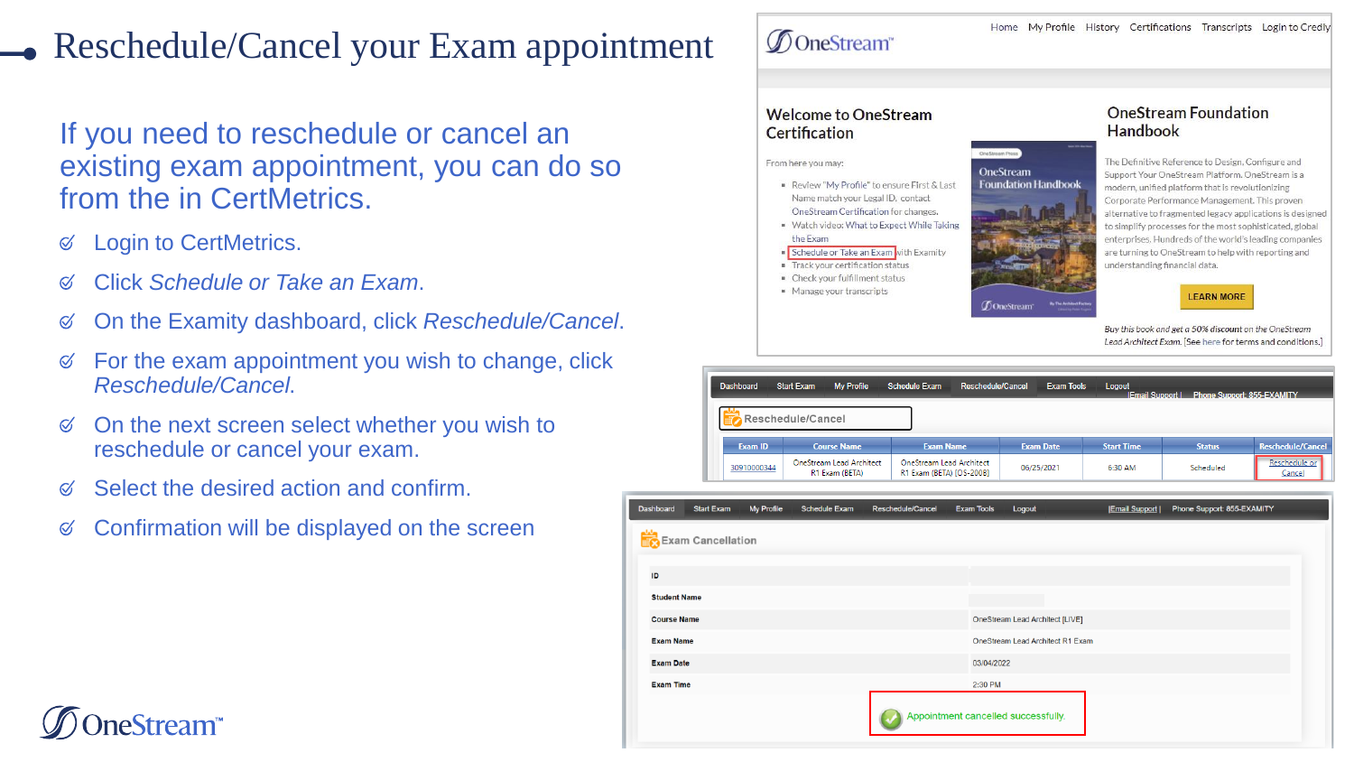# Reschedule/Cancel your Exam appointment

If you need to reschedule or cancel an existing exam appointment, you can do so from the in CertMetrics.

- Login to CertMetrics.
- Click *Schedule or Take an Exam*.
- On the Examity dashboard, click *Reschedule/Cancel*.
- For the exam appointment you wish to change, click *Reschedule/Cancel*.
- On the next screen select whether you wish to reschedule or cancel your exam.
- Select the desired action and confirm.
- Confirmation will be displayed on the screen

Home My Profile History Certifications Transcripts Login to Credly

## Welcome to OneStream Certification

From here you may:

- Review "My Profile" to ensure First & Last Name match your Legal ID, contact OneStream Certification for changes.
- Watch video: What to Expect While Taking the Exam
- Schedule or Take an Exam with Examity
- Track your certification status
- Check your fulfillment status
- Manage your transcripts

## OneStream Foundation Handbook

The Definitive Reference to Design, Configure and Support Your OneStream Platform. OneStream is a modern, unified platform that is revolutionizing Corporate Performance Management. This proven alternative to fragmented legacy applications is designed to simplify processes for the most sophisticated, global enterprises. Hundreds of the world's leading companies are turning to OneStream to help with reporting and understanding financial data.

LEARN MORE

*Buy this book and get a 50% discount on the OneStream Lead Architect Exam.* [See here for terms and conditions.]

Dashboard Start Exam My Profile Schedule Exam Reschedule/Cancel Exam Tools Logout | Email Support | Phone Support: 855-EXAMITY

**Reschedule/Cancel**

| Exam ID | Course Name | Exam Name | Exam Date | Start Time | Status | Reschedule/Cancel |
|---|---|---|---|---|---|---|
| 30910000344 | OneStream Lead Architect R1 Exam (BETA) | OneStream Lead Architect R1 Exam (BETA) [OS-200B] | 06/25/2021 | 6:30 AM | Scheduled | Reschedule or Cancel |

Dashboard Start Exam My Profile Schedule Exam Reschedule/Cancel Exam Tools Logout | Email Support | Phone Support: 855-EXAMITY

**Exam Cancellation**

| | |
|---|---|
| ID | |
| Student Name | |
| Course Name | OneStream Lead Architect [LIVE] |
| Exam Name | OneStream Lead Architect R1 Exam |
| Exam Date | 03/04/2022 |
| Exam Time | 2:30 PM |

Appointment cancelled successfully.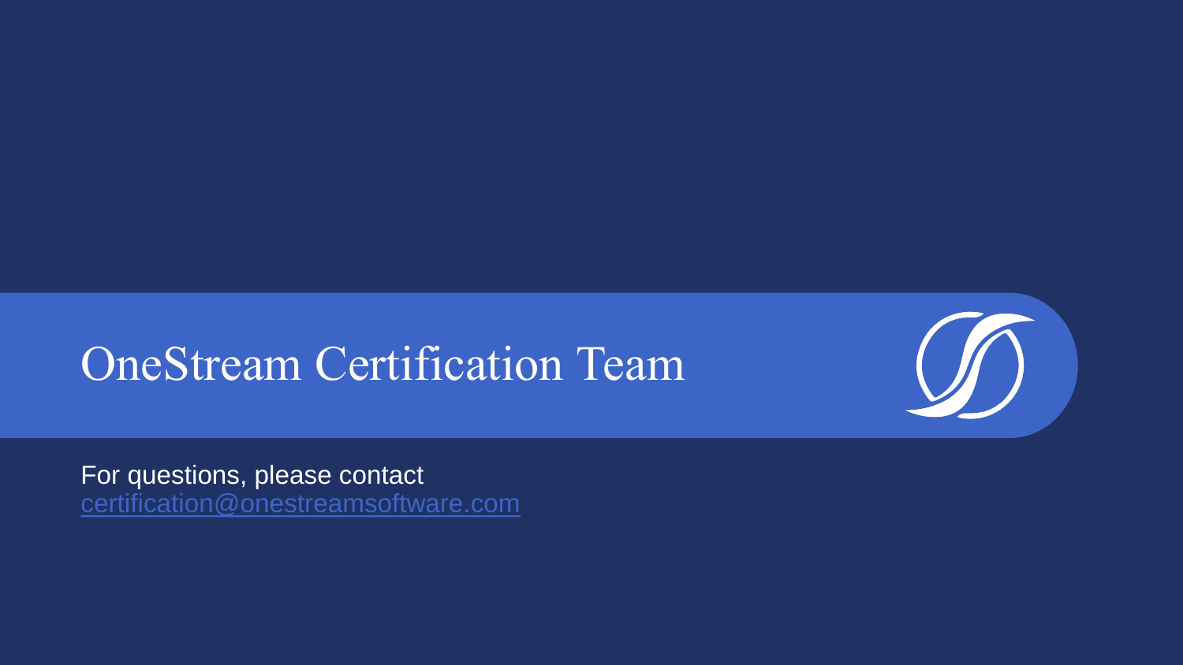# OneStream Certification Team

For questions, please contact
certification@onestreamsoftware.com